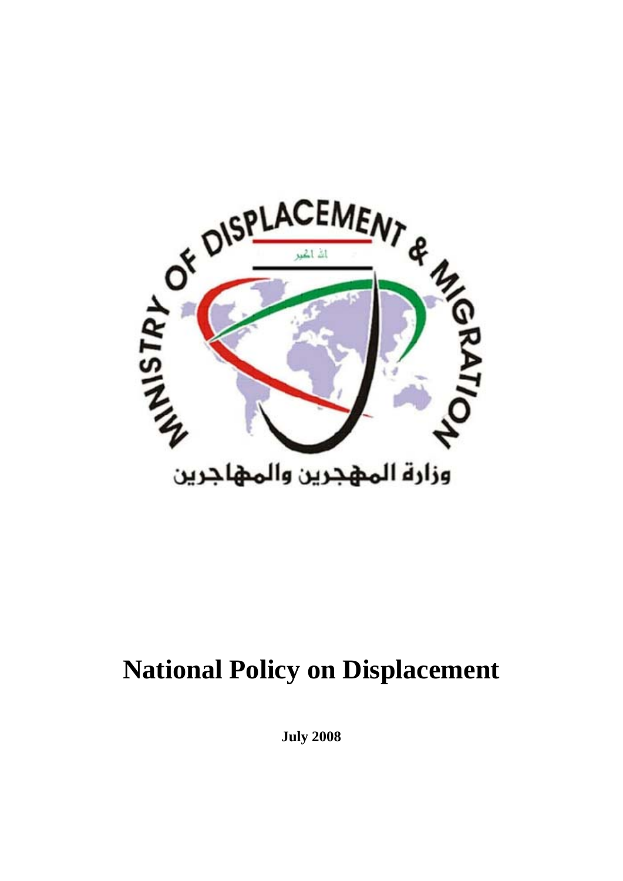# National Policy on Displacement

**July 2008**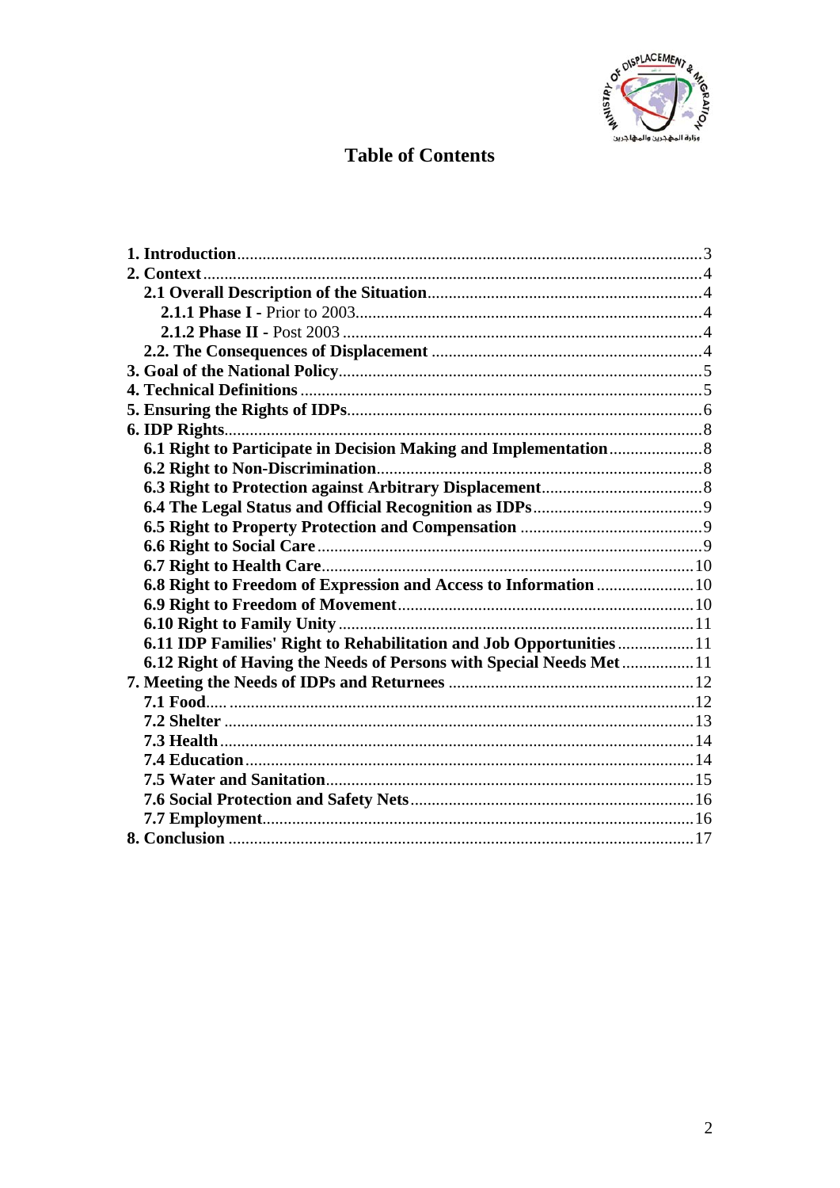# Table of Contents

- **1. Introduction** ... 3
- **2. Context** ... 4
  - **2.1 Overall Description of the Situation** ... 4
    - **2.1.1 Phase I -** Prior to 2003 ... 4
    - **2.1.2 Phase II -** Post 2003 ... 4
  - **2.2. The Consequences of Displacement** ... 4
- **3. Goal of the National Policy** ... 5
- **4. Technical Definitions** ... 5
- **5. Ensuring the Rights of IDPs** ... 6
- **6. IDP Rights** ... 8
  - **6.1 Right to Participate in Decision Making and Implementation** ... 8
  - **6.2 Right to Non-Discrimination** ... 8
  - **6.3 Right to Protection against Arbitrary Displacement** ... 8
  - **6.4 The Legal Status and Official Recognition as IDPs** ... 9
  - **6.5 Right to Property Protection and Compensation** ... 9
  - **6.6 Right to Social Care** ... 9
  - **6.7 Right to Health Care** ... 10
  - **6.8 Right to Freedom of Expression and Access to Information** ... 10
  - **6.9 Right to Freedom of Movement** ... 10
  - **6.10 Right to Family Unity** ... 11
  - **6.11 IDP Families' Right to Rehabilitation and Job Opportunities** ... 11
  - **6.12 Right of Having the Needs of Persons with Special Needs Met** ... 11
- **7. Meeting the Needs of IDPs and Returnees** ... 12
  - **7.1 Food** ... 12
  - **7.2 Shelter** ... 13
  - **7.3 Health** ... 14
  - **7.4 Education** ... 14
  - **7.5 Water and Sanitation** ... 15
  - **7.6 Social Protection and Safety Nets** ... 16
  - **7.7 Employment** ... 16
- **8. Conclusion** ... 17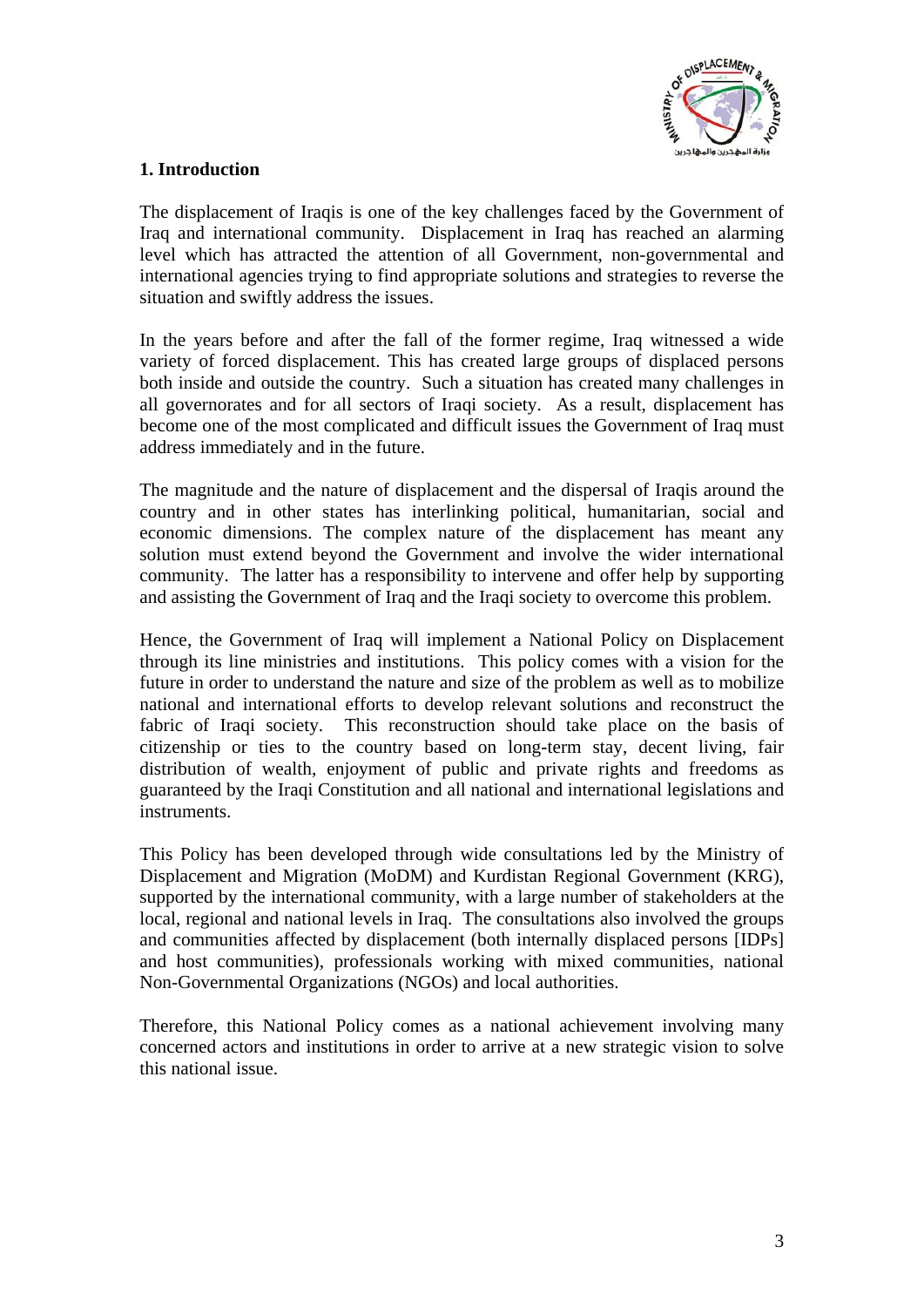## 1. Introduction

The displacement of Iraqis is one of the key challenges faced by the Government of Iraq and international community. Displacement in Iraq has reached an alarming level which has attracted the attention of all Government, non-governmental and international agencies trying to find appropriate solutions and strategies to reverse the situation and swiftly address the issues.

In the years before and after the fall of the former regime, Iraq witnessed a wide variety of forced displacement. This has created large groups of displaced persons both inside and outside the country. Such a situation has created many challenges in all governorates and for all sectors of Iraqi society. As a result, displacement has become one of the most complicated and difficult issues the Government of Iraq must address immediately and in the future.

The magnitude and the nature of displacement and the dispersal of Iraqis around the country and in other states has interlinking political, humanitarian, social and economic dimensions. The complex nature of the displacement has meant any solution must extend beyond the Government and involve the wider international community. The latter has a responsibility to intervene and offer help by supporting and assisting the Government of Iraq and the Iraqi society to overcome this problem.

Hence, the Government of Iraq will implement a National Policy on Displacement through its line ministries and institutions. This policy comes with a vision for the future in order to understand the nature and size of the problem as well as to mobilize national and international efforts to develop relevant solutions and reconstruct the fabric of Iraqi society. This reconstruction should take place on the basis of citizenship or ties to the country based on long-term stay, decent living, fair distribution of wealth, enjoyment of public and private rights and freedoms as guaranteed by the Iraqi Constitution and all national and international legislations and instruments.

This Policy has been developed through wide consultations led by the Ministry of Displacement and Migration (MoDM) and Kurdistan Regional Government (KRG), supported by the international community, with a large number of stakeholders at the local, regional and national levels in Iraq. The consultations also involved the groups and communities affected by displacement (both internally displaced persons [IDPs] and host communities), professionals working with mixed communities, national Non-Governmental Organizations (NGOs) and local authorities.

Therefore, this National Policy comes as a national achievement involving many concerned actors and institutions in order to arrive at a new strategic vision to solve this national issue.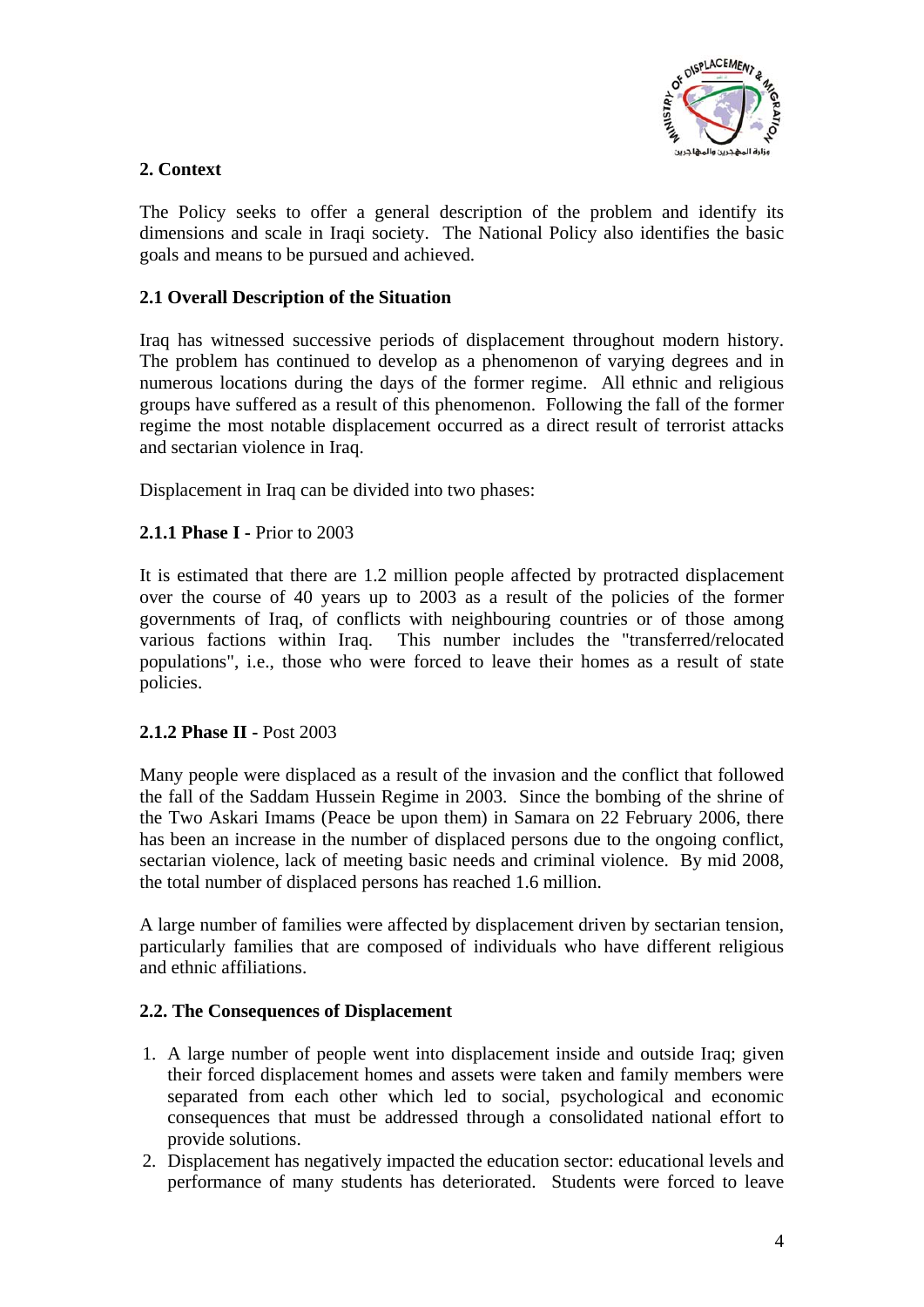## 2. Context

The Policy seeks to offer a general description of the problem and identify its dimensions and scale in Iraqi society. The National Policy also identifies the basic goals and means to be pursued and achieved.

### 2.1 Overall Description of the Situation

Iraq has witnessed successive periods of displacement throughout modern history. The problem has continued to develop as a phenomenon of varying degrees and in numerous locations during the days of the former regime. All ethnic and religious groups have suffered as a result of this phenomenon. Following the fall of the former regime the most notable displacement occurred as a direct result of terrorist attacks and sectarian violence in Iraq.

Displacement in Iraq can be divided into two phases:

#### 2.1.1 Phase I - Prior to 2003

It is estimated that there are 1.2 million people affected by protracted displacement over the course of 40 years up to 2003 as a result of the policies of the former governments of Iraq, of conflicts with neighbouring countries or of those among various factions within Iraq. This number includes the "transferred/relocated populations", i.e., those who were forced to leave their homes as a result of state policies.

#### 2.1.2 Phase II - Post 2003

Many people were displaced as a result of the invasion and the conflict that followed the fall of the Saddam Hussein Regime in 2003. Since the bombing of the shrine of the Two Askari Imams (Peace be upon them) in Samara on 22 February 2006, there has been an increase in the number of displaced persons due to the ongoing conflict, sectarian violence, lack of meeting basic needs and criminal violence. By mid 2008, the total number of displaced persons has reached 1.6 million.

A large number of families were affected by displacement driven by sectarian tension, particularly families that are composed of individuals who have different religious and ethnic affiliations.

### 2.2. The Consequences of Displacement

1. A large number of people went into displacement inside and outside Iraq; given their forced displacement homes and assets were taken and family members were separated from each other which led to social, psychological and economic consequences that must be addressed through a consolidated national effort to provide solutions.
2. Displacement has negatively impacted the education sector: educational levels and performance of many students has deteriorated. Students were forced to leave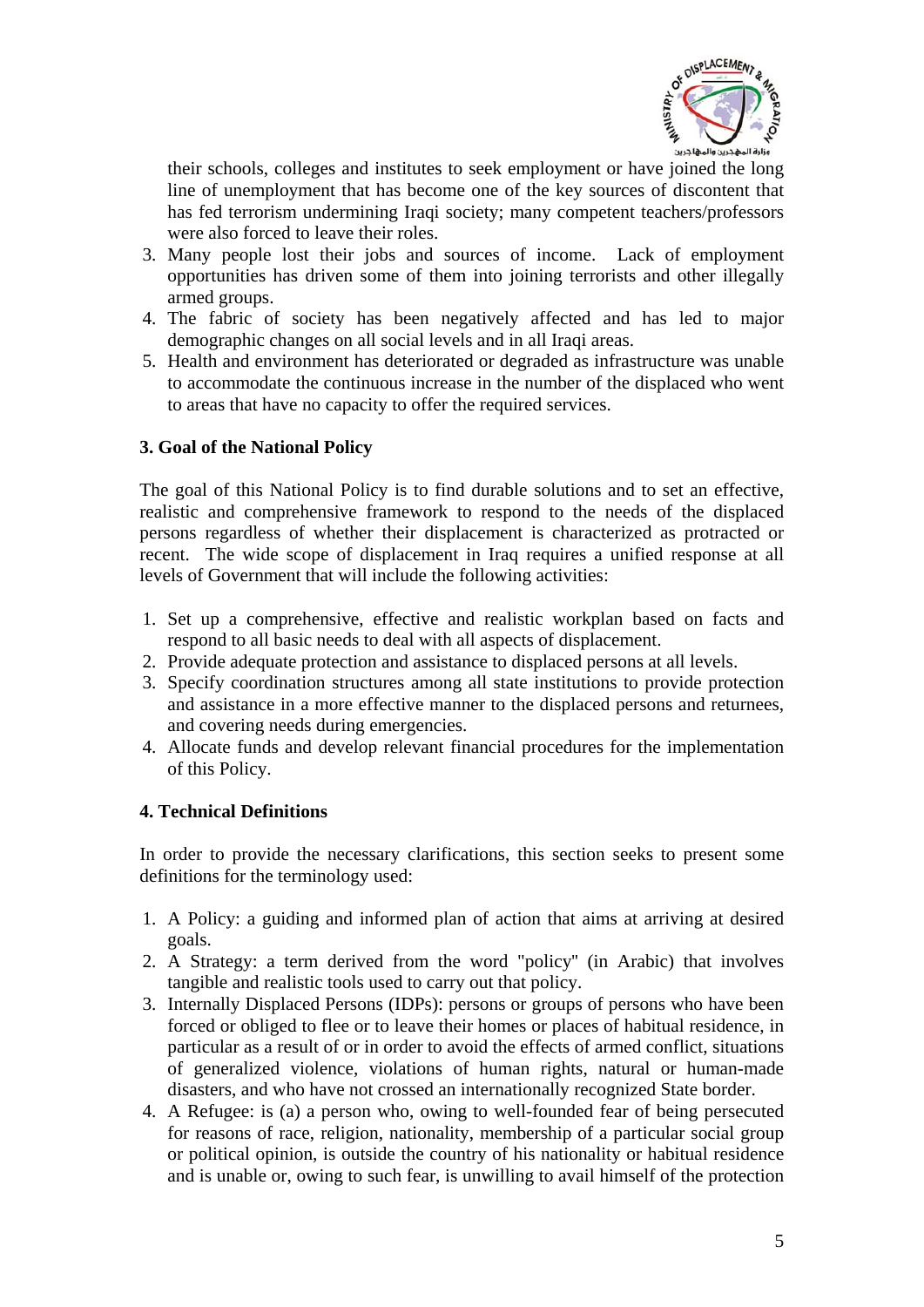their schools, colleges and institutes to seek employment or have joined the long line of unemployment that has become one of the key sources of discontent that has fed terrorism undermining Iraqi society; many competent teachers/professors were also forced to leave their roles.

3. Many people lost their jobs and sources of income. Lack of employment opportunities has driven some of them into joining terrorists and other illegally armed groups.
4. The fabric of society has been negatively affected and has led to major demographic changes on all social levels and in all Iraqi areas.
5. Health and environment has deteriorated or degraded as infrastructure was unable to accommodate the continuous increase in the number of the displaced who went to areas that have no capacity to offer the required services.

### 3. Goal of the National Policy

The goal of this National Policy is to find durable solutions and to set an effective, realistic and comprehensive framework to respond to the needs of the displaced persons regardless of whether their displacement is characterized as protracted or recent. The wide scope of displacement in Iraq requires a unified response at all levels of Government that will include the following activities:

1. Set up a comprehensive, effective and realistic workplan based on facts and respond to all basic needs to deal with all aspects of displacement.
2. Provide adequate protection and assistance to displaced persons at all levels.
3. Specify coordination structures among all state institutions to provide protection and assistance in a more effective manner to the displaced persons and returnees, and covering needs during emergencies.
4. Allocate funds and develop relevant financial procedures for the implementation of this Policy.

### 4. Technical Definitions

In order to provide the necessary clarifications, this section seeks to present some definitions for the terminology used:

1. A Policy: a guiding and informed plan of action that aims at arriving at desired goals.
2. A Strategy: a term derived from the word "policy" (in Arabic) that involves tangible and realistic tools used to carry out that policy.
3. Internally Displaced Persons (IDPs): persons or groups of persons who have been forced or obliged to flee or to leave their homes or places of habitual residence, in particular as a result of or in order to avoid the effects of armed conflict, situations of generalized violence, violations of human rights, natural or human-made disasters, and who have not crossed an internationally recognized State border.
4. A Refugee: is (a) a person who, owing to well-founded fear of being persecuted for reasons of race, religion, nationality, membership of a particular social group or political opinion, is outside the country of his nationality or habitual residence and is unable or, owing to such fear, is unwilling to avail himself of the protection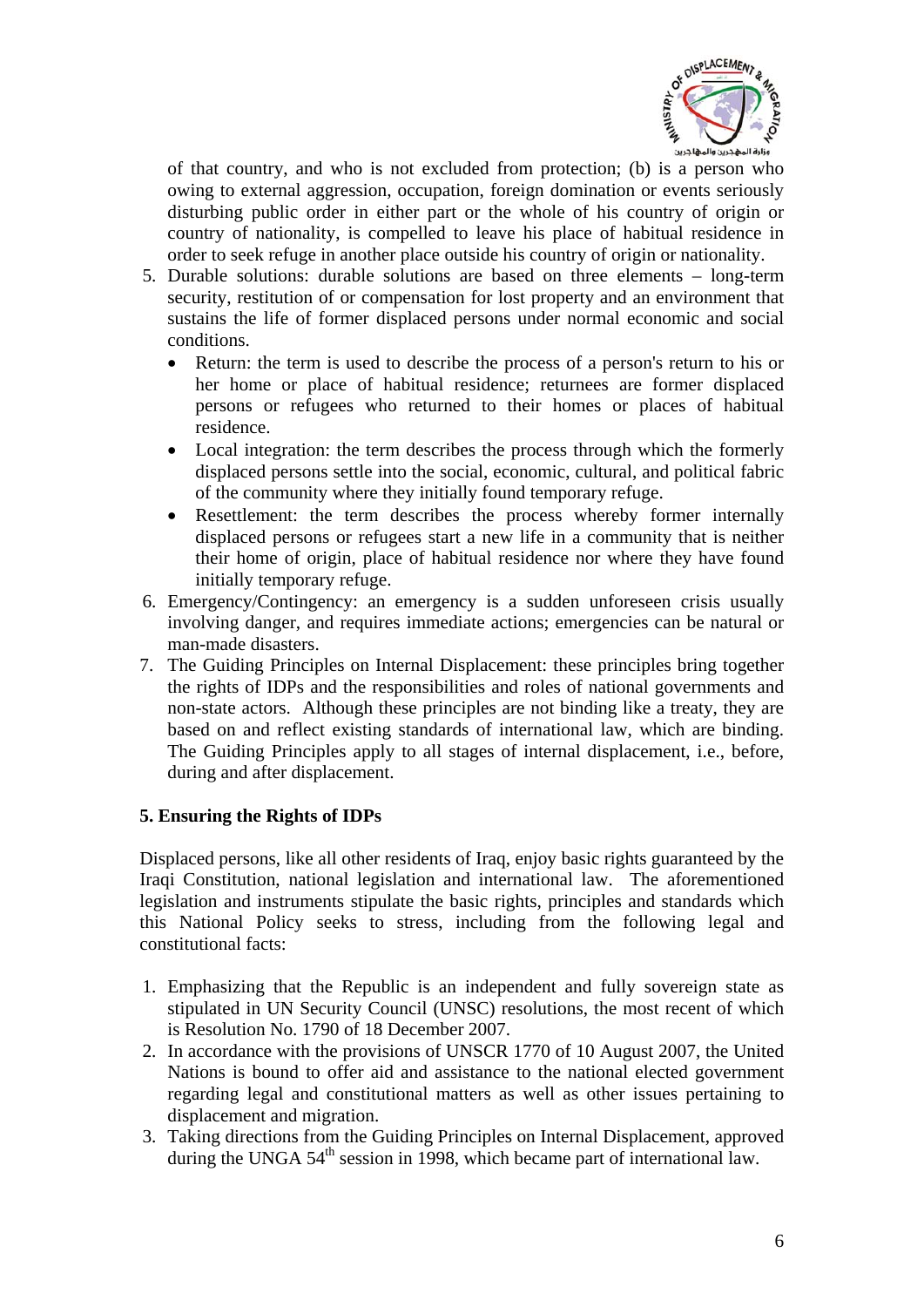of that country, and who is not excluded from protection; (b) is a person who owing to external aggression, occupation, foreign domination or events seriously disturbing public order in either part or the whole of his country of origin or country of nationality, is compelled to leave his place of habitual residence in order to seek refuge in another place outside his country of origin or nationality.

5. Durable solutions: durable solutions are based on three elements – long-term security, restitution of or compensation for lost property and an environment that sustains the life of former displaced persons under normal economic and social conditions.
   - Return: the term is used to describe the process of a person's return to his or her home or place of habitual residence; returnees are former displaced persons or refugees who returned to their homes or places of habitual residence.
   - Local integration: the term describes the process through which the formerly displaced persons settle into the social, economic, cultural, and political fabric of the community where they initially found temporary refuge.
   - Resettlement: the term describes the process whereby former internally displaced persons or refugees start a new life in a community that is neither their home of origin, place of habitual residence nor where they have found initially temporary refuge.
6. Emergency/Contingency: an emergency is a sudden unforeseen crisis usually involving danger, and requires immediate actions; emergencies can be natural or man-made disasters.
7. The Guiding Principles on Internal Displacement: these principles bring together the rights of IDPs and the responsibilities and roles of national governments and non-state actors. Although these principles are not binding like a treaty, they are based on and reflect existing standards of international law, which are binding. The Guiding Principles apply to all stages of internal displacement, i.e., before, during and after displacement.

## 5. Ensuring the Rights of IDPs

Displaced persons, like all other residents of Iraq, enjoy basic rights guaranteed by the Iraqi Constitution, national legislation and international law. The aforementioned legislation and instruments stipulate the basic rights, principles and standards which this National Policy seeks to stress, including from the following legal and constitutional facts:

1. Emphasizing that the Republic is an independent and fully sovereign state as stipulated in UN Security Council (UNSC) resolutions, the most recent of which is Resolution No. 1790 of 18 December 2007.
2. In accordance with the provisions of UNSCR 1770 of 10 August 2007, the United Nations is bound to offer aid and assistance to the national elected government regarding legal and constitutional matters as well as other issues pertaining to displacement and migration.
3. Taking directions from the Guiding Principles on Internal Displacement, approved during the UNGA 54th session in 1998, which became part of international law.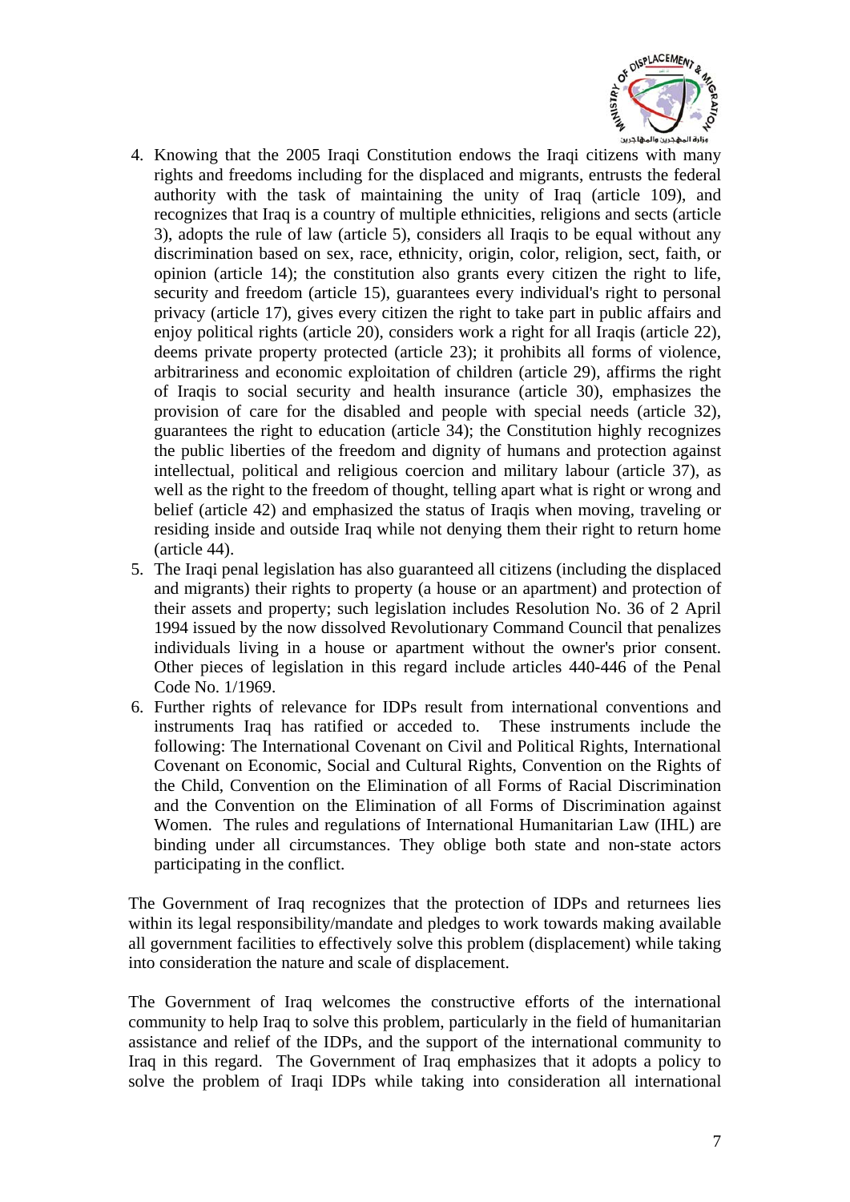4. Knowing that the 2005 Iraqi Constitution endows the Iraqi citizens with many rights and freedoms including for the displaced and migrants, entrusts the federal authority with the task of maintaining the unity of Iraq (article 109), and recognizes that Iraq is a country of multiple ethnicities, religions and sects (article 3), adopts the rule of law (article 5), considers all Iraqis to be equal without any discrimination based on sex, race, ethnicity, origin, color, religion, sect, faith, or opinion (article 14); the constitution also grants every citizen the right to life, security and freedom (article 15), guarantees every individual's right to personal privacy (article 17), gives every citizen the right to take part in public affairs and enjoy political rights (article 20), considers work a right for all Iraqis (article 22), deems private property protected (article 23); it prohibits all forms of violence, arbitrariness and economic exploitation of children (article 29), affirms the right of Iraqis to social security and health insurance (article 30), emphasizes the provision of care for the disabled and people with special needs (article 32), guarantees the right to education (article 34); the Constitution highly recognizes the public liberties of the freedom and dignity of humans and protection against intellectual, political and religious coercion and military labour (article 37), as well as the right to the freedom of thought, telling apart what is right or wrong and belief (article 42) and emphasized the status of Iraqis when moving, traveling or residing inside and outside Iraq while not denying them their right to return home (article 44).
5. The Iraqi penal legislation has also guaranteed all citizens (including the displaced and migrants) their rights to property (a house or an apartment) and protection of their assets and property; such legislation includes Resolution No. 36 of 2 April 1994 issued by the now dissolved Revolutionary Command Council that penalizes individuals living in a house or apartment without the owner's prior consent. Other pieces of legislation in this regard include articles 440-446 of the Penal Code No. 1/1969.
6. Further rights of relevance for IDPs result from international conventions and instruments Iraq has ratified or acceded to. These instruments include the following: The International Covenant on Civil and Political Rights, International Covenant on Economic, Social and Cultural Rights, Convention on the Rights of the Child, Convention on the Elimination of all Forms of Racial Discrimination and the Convention on the Elimination of all Forms of Discrimination against Women. The rules and regulations of International Humanitarian Law (IHL) are binding under all circumstances. They oblige both state and non-state actors participating in the conflict.

The Government of Iraq recognizes that the protection of IDPs and returnees lies within its legal responsibility/mandate and pledges to work towards making available all government facilities to effectively solve this problem (displacement) while taking into consideration the nature and scale of displacement.

The Government of Iraq welcomes the constructive efforts of the international community to help Iraq to solve this problem, particularly in the field of humanitarian assistance and relief of the IDPs, and the support of the international community to Iraq in this regard. The Government of Iraq emphasizes that it adopts a policy to solve the problem of Iraqi IDPs while taking into consideration all international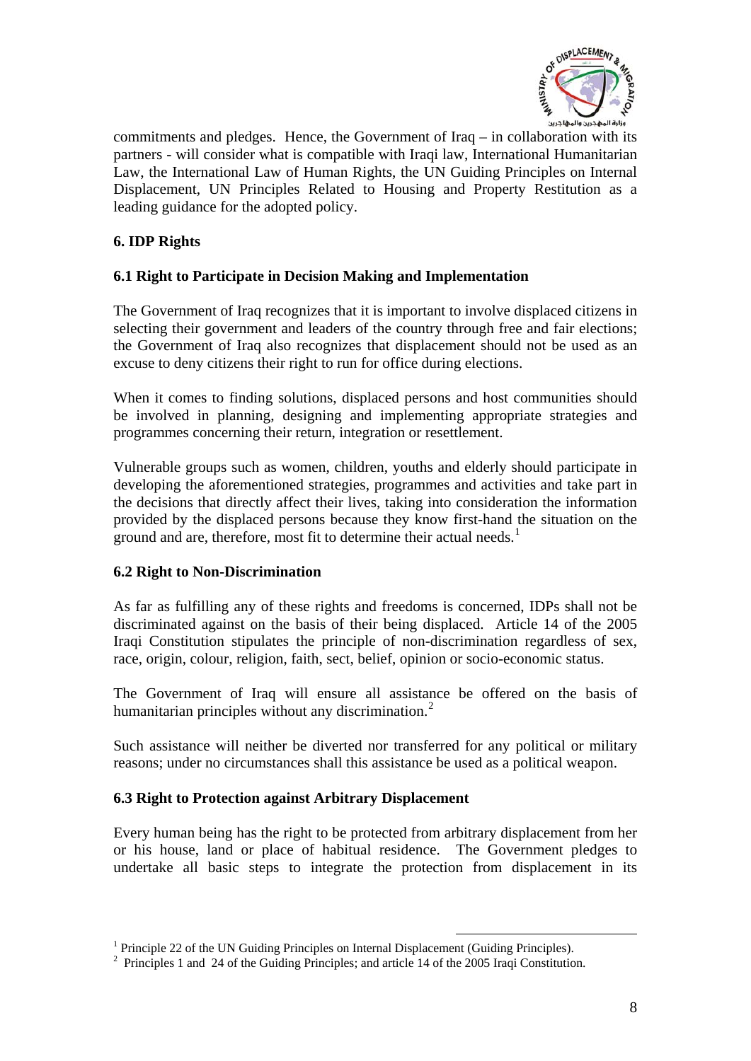commitments and pledges. Hence, the Government of Iraq – in collaboration with its partners - will consider what is compatible with Iraqi law, International Humanitarian Law, the International Law of Human Rights, the UN Guiding Principles on Internal Displacement, UN Principles Related to Housing and Property Restitution as a leading guidance for the adopted policy.

## 6. IDP Rights

### 6.1 Right to Participate in Decision Making and Implementation

The Government of Iraq recognizes that it is important to involve displaced citizens in selecting their government and leaders of the country through free and fair elections; the Government of Iraq also recognizes that displacement should not be used as an excuse to deny citizens their right to run for office during elections.

When it comes to finding solutions, displaced persons and host communities should be involved in planning, designing and implementing appropriate strategies and programmes concerning their return, integration or resettlement.

Vulnerable groups such as women, children, youths and elderly should participate in developing the aforementioned strategies, programmes and activities and take part in the decisions that directly affect their lives, taking into consideration the information provided by the displaced persons because they know first-hand the situation on the ground and are, therefore, most fit to determine their actual needs.[1]

### 6.2 Right to Non-Discrimination

As far as fulfilling any of these rights and freedoms is concerned, IDPs shall not be discriminated against on the basis of their being displaced. Article 14 of the 2005 Iraqi Constitution stipulates the principle of non-discrimination regardless of sex, race, origin, colour, religion, faith, sect, belief, opinion or socio-economic status.

The Government of Iraq will ensure all assistance be offered on the basis of humanitarian principles without any discrimination.[2]

Such assistance will neither be diverted nor transferred for any political or military reasons; under no circumstances shall this assistance be used as a political weapon.

### 6.3 Right to Protection against Arbitrary Displacement

Every human being has the right to be protected from arbitrary displacement from her or his house, land or place of habitual residence. The Government pledges to undertake all basic steps to integrate the protection from displacement in its

---

[1] Principle 22 of the UN Guiding Principles on Internal Displacement (Guiding Principles).

[2] Principles 1 and 24 of the Guiding Principles; and article 14 of the 2005 Iraqi Constitution.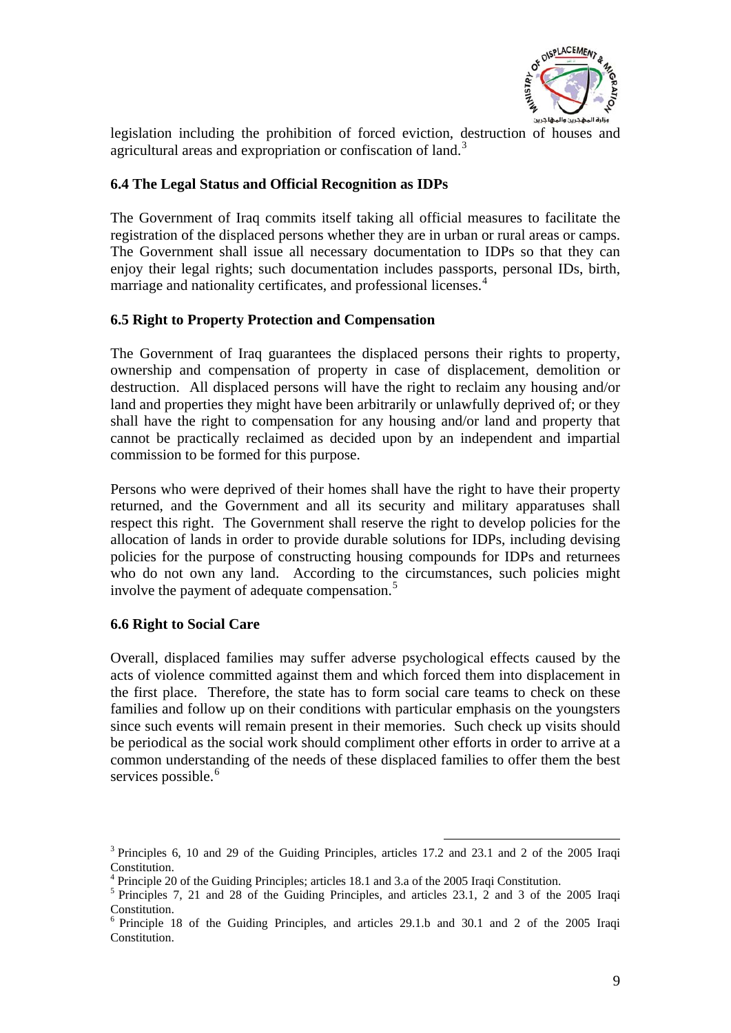legislation including the prohibition of forced eviction, destruction of houses and agricultural areas and expropriation or confiscation of land.[3]

### 6.4 The Legal Status and Official Recognition as IDPs

The Government of Iraq commits itself taking all official measures to facilitate the registration of the displaced persons whether they are in urban or rural areas or camps. The Government shall issue all necessary documentation to IDPs so that they can enjoy their legal rights; such documentation includes passports, personal IDs, birth, marriage and nationality certificates, and professional licenses.[4]

### 6.5 Right to Property Protection and Compensation

The Government of Iraq guarantees the displaced persons their rights to property, ownership and compensation of property in case of displacement, demolition or destruction. All displaced persons will have the right to reclaim any housing and/or land and properties they might have been arbitrarily or unlawfully deprived of; or they shall have the right to compensation for any housing and/or land and property that cannot be practically reclaimed as decided upon by an independent and impartial commission to be formed for this purpose.

Persons who were deprived of their homes shall have the right to have their property returned, and the Government and all its security and military apparatuses shall respect this right. The Government shall reserve the right to develop policies for the allocation of lands in order to provide durable solutions for IDPs, including devising policies for the purpose of constructing housing compounds for IDPs and returnees who do not own any land. According to the circumstances, such policies might involve the payment of adequate compensation.[5]

### 6.6 Right to Social Care

Overall, displaced families may suffer adverse psychological effects caused by the acts of violence committed against them and which forced them into displacement in the first place. Therefore, the state has to form social care teams to check on these families and follow up on their conditions with particular emphasis on the youngsters since such events will remain present in their memories. Such check up visits should be periodical as the social work should compliment other efforts in order to arrive at a common understanding of the needs of these displaced families to offer them the best services possible.[6]

---

[3] Principles 6, 10 and 29 of the Guiding Principles, articles 17.2 and 23.1 and 2 of the 2005 Iraqi Constitution.

[4] Principle 20 of the Guiding Principles; articles 18.1 and 3.a of the 2005 Iraqi Constitution.

[5] Principles 7, 21 and 28 of the Guiding Principles, and articles 23.1, 2 and 3 of the 2005 Iraqi Constitution.

[6] Principle 18 of the Guiding Principles, and articles 29.1.b and 30.1 and 2 of the 2005 Iraqi Constitution.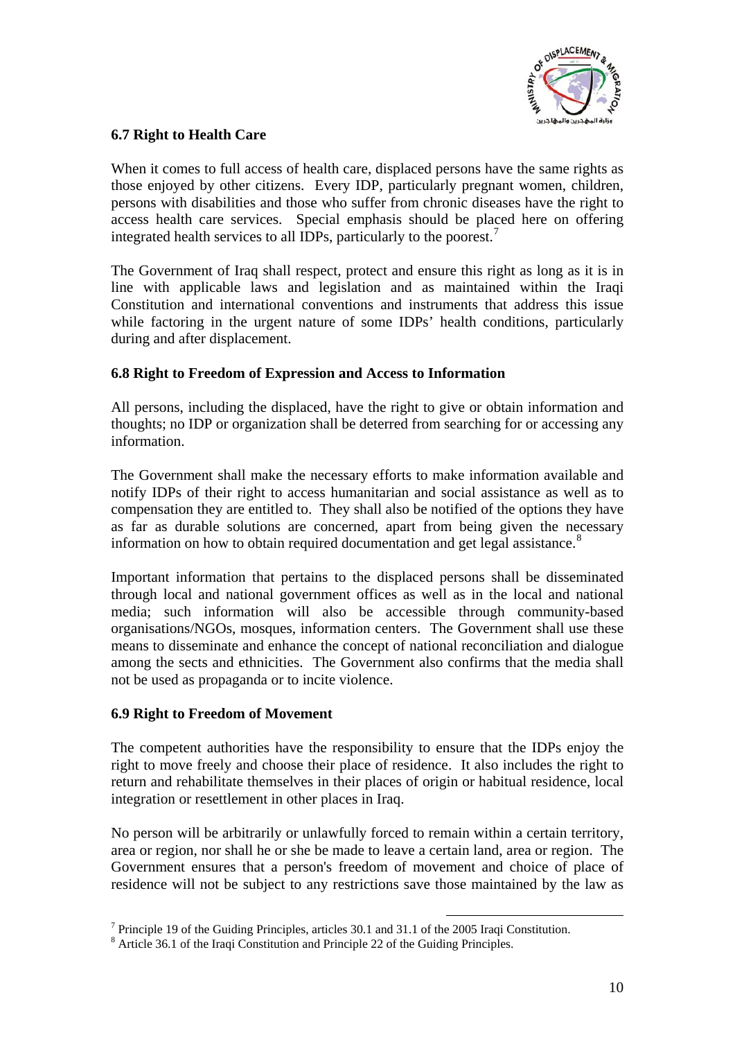### 6.7 Right to Health Care

When it comes to full access of health care, displaced persons have the same rights as those enjoyed by other citizens. Every IDP, particularly pregnant women, children, persons with disabilities and those who suffer from chronic diseases have the right to access health care services. Special emphasis should be placed here on offering integrated health services to all IDPs, particularly to the poorest.[7]

The Government of Iraq shall respect, protect and ensure this right as long as it is in line with applicable laws and legislation and as maintained within the Iraqi Constitution and international conventions and instruments that address this issue while factoring in the urgent nature of some IDPs' health conditions, particularly during and after displacement.

### 6.8 Right to Freedom of Expression and Access to Information

All persons, including the displaced, have the right to give or obtain information and thoughts; no IDP or organization shall be deterred from searching for or accessing any information.

The Government shall make the necessary efforts to make information available and notify IDPs of their right to access humanitarian and social assistance as well as to compensation they are entitled to. They shall also be notified of the options they have as far as durable solutions are concerned, apart from being given the necessary information on how to obtain required documentation and get legal assistance.[8]

Important information that pertains to the displaced persons shall be disseminated through local and national government offices as well as in the local and national media; such information will also be accessible through community-based organisations/NGOs, mosques, information centers. The Government shall use these means to disseminate and enhance the concept of national reconciliation and dialogue among the sects and ethnicities. The Government also confirms that the media shall not be used as propaganda or to incite violence.

### 6.9 Right to Freedom of Movement

The competent authorities have the responsibility to ensure that the IDPs enjoy the right to move freely and choose their place of residence. It also includes the right to return and rehabilitate themselves in their places of origin or habitual residence, local integration or resettlement in other places in Iraq.

No person will be arbitrarily or unlawfully forced to remain within a certain territory, area or region, nor shall he or she be made to leave a certain land, area or region. The Government ensures that a person's freedom of movement and choice of place of residence will not be subject to any restrictions save those maintained by the law as

---

[7] Principle 19 of the Guiding Principles, articles 30.1 and 31.1 of the 2005 Iraqi Constitution.

[8] Article 36.1 of the Iraqi Constitution and Principle 22 of the Guiding Principles.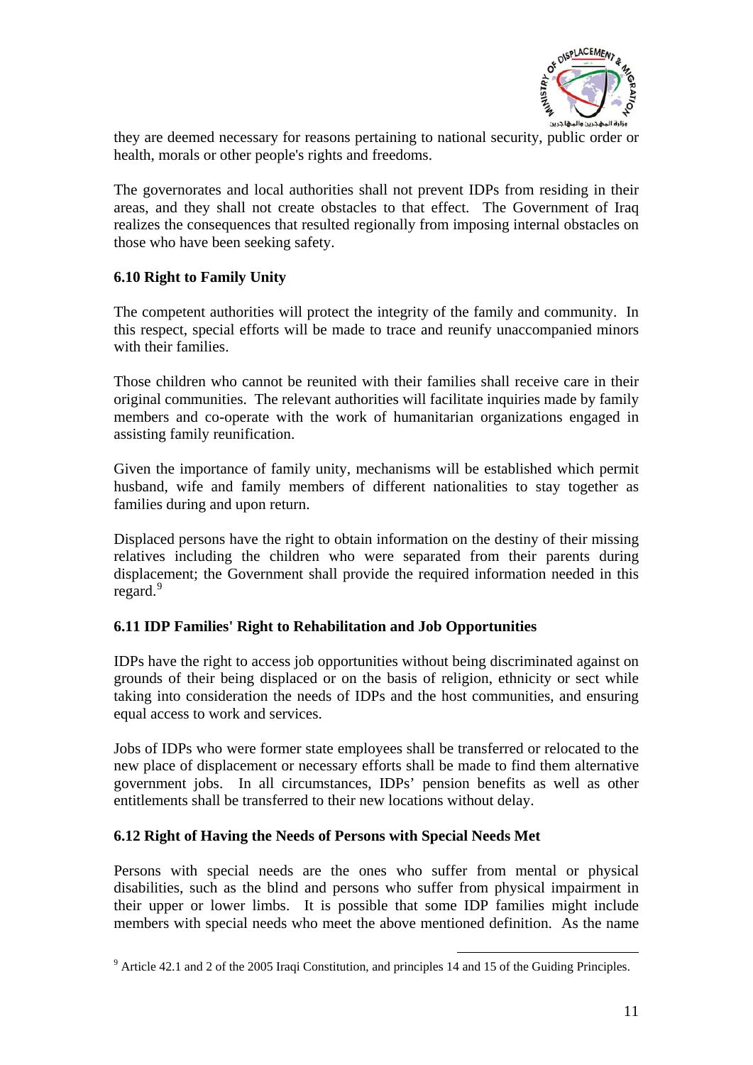they are deemed necessary for reasons pertaining to national security, public order or health, morals or other people's rights and freedoms.

The governorates and local authorities shall not prevent IDPs from residing in their areas, and they shall not create obstacles to that effect. The Government of Iraq realizes the consequences that resulted regionally from imposing internal obstacles on those who have been seeking safety.

### 6.10 Right to Family Unity

The competent authorities will protect the integrity of the family and community. In this respect, special efforts will be made to trace and reunify unaccompanied minors with their families.

Those children who cannot be reunited with their families shall receive care in their original communities. The relevant authorities will facilitate inquiries made by family members and co-operate with the work of humanitarian organizations engaged in assisting family reunification.

Given the importance of family unity, mechanisms will be established which permit husband, wife and family members of different nationalities to stay together as families during and upon return.

Displaced persons have the right to obtain information on the destiny of their missing relatives including the children who were separated from their parents during displacement; the Government shall provide the required information needed in this regard.[9]

### 6.11 IDP Families' Right to Rehabilitation and Job Opportunities

IDPs have the right to access job opportunities without being discriminated against on grounds of their being displaced or on the basis of religion, ethnicity or sect while taking into consideration the needs of IDPs and the host communities, and ensuring equal access to work and services.

Jobs of IDPs who were former state employees shall be transferred or relocated to the new place of displacement or necessary efforts shall be made to find them alternative government jobs. In all circumstances, IDPs' pension benefits as well as other entitlements shall be transferred to their new locations without delay.

### 6.12 Right of Having the Needs of Persons with Special Needs Met

Persons with special needs are the ones who suffer from mental or physical disabilities, such as the blind and persons who suffer from physical impairment in their upper or lower limbs. It is possible that some IDP families might include members with special needs who meet the above mentioned definition. As the name

---

[9] Article 42.1 and 2 of the 2005 Iraqi Constitution, and principles 14 and 15 of the Guiding Principles.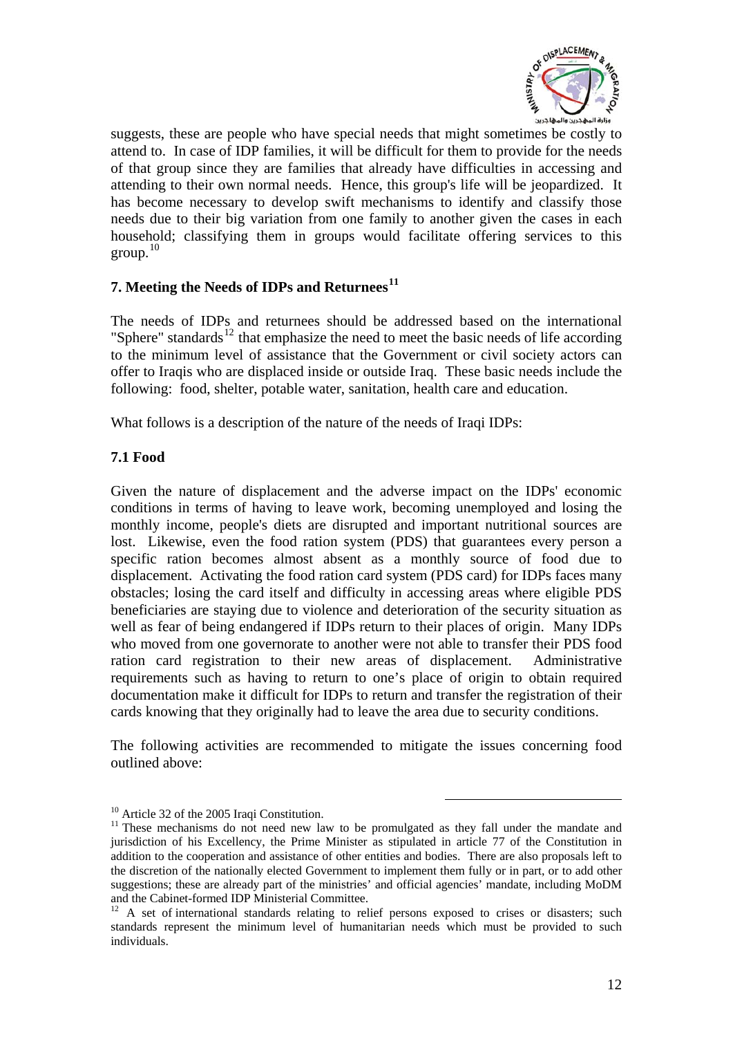suggests, these are people who have special needs that might sometimes be costly to attend to. In case of IDP families, it will be difficult for them to provide for the needs of that group since they are families that already have difficulties in accessing and attending to their own normal needs. Hence, this group's life will be jeopardized. It has become necessary to develop swift mechanisms to identify and classify those needs due to their big variation from one family to another given the cases in each household; classifying them in groups would facilitate offering services to this group.[10]

## 7. Meeting the Needs of IDPs and Returnees[11]

The needs of IDPs and returnees should be addressed based on the international "Sphere" standards[12] that emphasize the need to meet the basic needs of life according to the minimum level of assistance that the Government or civil society actors can offer to Iraqis who are displaced inside or outside Iraq. These basic needs include the following: food, shelter, potable water, sanitation, health care and education.

What follows is a description of the nature of the needs of Iraqi IDPs:

### 7.1 Food

Given the nature of displacement and the adverse impact on the IDPs' economic conditions in terms of having to leave work, becoming unemployed and losing the monthly income, people's diets are disrupted and important nutritional sources are lost. Likewise, even the food ration system (PDS) that guarantees every person a specific ration becomes almost absent as a monthly source of food due to displacement. Activating the food ration card system (PDS card) for IDPs faces many obstacles; losing the card itself and difficulty in accessing areas where eligible PDS beneficiaries are staying due to violence and deterioration of the security situation as well as fear of being endangered if IDPs return to their places of origin. Many IDPs who moved from one governorate to another were not able to transfer their PDS food ration card registration to their new areas of displacement. Administrative requirements such as having to return to one's place of origin to obtain required documentation make it difficult for IDPs to return and transfer the registration of their cards knowing that they originally had to leave the area due to security conditions.

The following activities are recommended to mitigate the issues concerning food outlined above:

---

[10] Article 32 of the 2005 Iraqi Constitution.

[11] These mechanisms do not need new law to be promulgated as they fall under the mandate and jurisdiction of his Excellency, the Prime Minister as stipulated in article 77 of the Constitution in addition to the cooperation and assistance of other entities and bodies. There are also proposals left to the discretion of the nationally elected Government to implement them fully or in part, or to add other suggestions; these are already part of the ministries' and official agencies' mandate, including MoDM and the Cabinet-formed IDP Ministerial Committee.

[12] A set of international standards relating to relief persons exposed to crises or disasters; such standards represent the minimum level of humanitarian needs which must be provided to such individuals.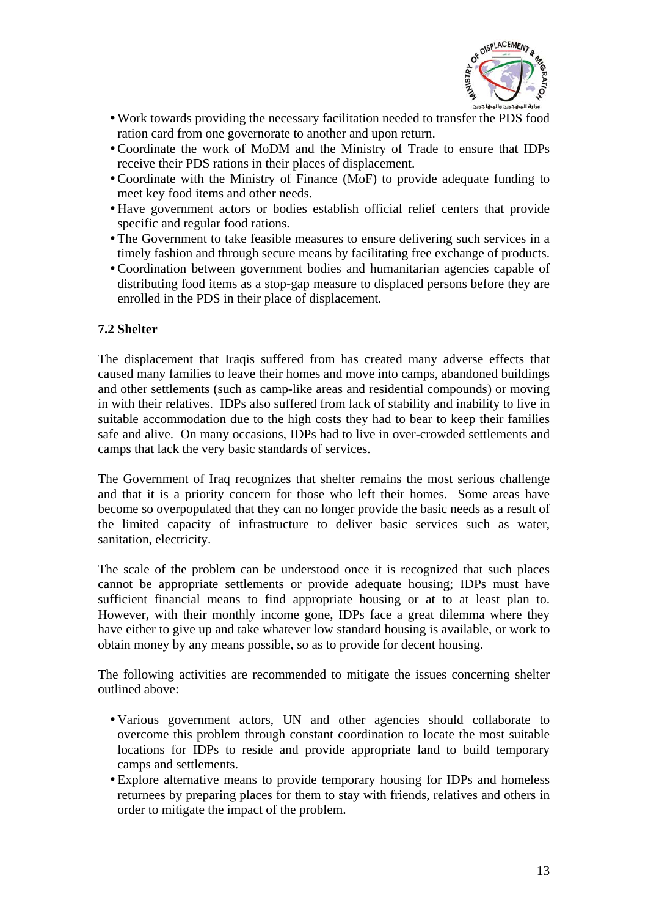- Work towards providing the necessary facilitation needed to transfer the PDS food ration card from one governorate to another and upon return.
- Coordinate the work of MoDM and the Ministry of Trade to ensure that IDPs receive their PDS rations in their places of displacement.
- Coordinate with the Ministry of Finance (MoF) to provide adequate funding to meet key food items and other needs.
- Have government actors or bodies establish official relief centers that provide specific and regular food rations.
- The Government to take feasible measures to ensure delivering such services in a timely fashion and through secure means by facilitating free exchange of products.
- Coordination between government bodies and humanitarian agencies capable of distributing food items as a stop-gap measure to displaced persons before they are enrolled in the PDS in their place of displacement.

### 7.2 Shelter

The displacement that Iraqis suffered from has created many adverse effects that caused many families to leave their homes and move into camps, abandoned buildings and other settlements (such as camp-like areas and residential compounds) or moving in with their relatives. IDPs also suffered from lack of stability and inability to live in suitable accommodation due to the high costs they had to bear to keep their families safe and alive. On many occasions, IDPs had to live in over-crowded settlements and camps that lack the very basic standards of services.

The Government of Iraq recognizes that shelter remains the most serious challenge and that it is a priority concern for those who left their homes. Some areas have become so overpopulated that they can no longer provide the basic needs as a result of the limited capacity of infrastructure to deliver basic services such as water, sanitation, electricity.

The scale of the problem can be understood once it is recognized that such places cannot be appropriate settlements or provide adequate housing; IDPs must have sufficient financial means to find appropriate housing or at to at least plan to. However, with their monthly income gone, IDPs face a great dilemma where they have either to give up and take whatever low standard housing is available, or work to obtain money by any means possible, so as to provide for decent housing.

The following activities are recommended to mitigate the issues concerning shelter outlined above:

- Various government actors, UN and other agencies should collaborate to overcome this problem through constant coordination to locate the most suitable locations for IDPs to reside and provide appropriate land to build temporary camps and settlements.
- Explore alternative means to provide temporary housing for IDPs and homeless returnees by preparing places for them to stay with friends, relatives and others in order to mitigate the impact of the problem.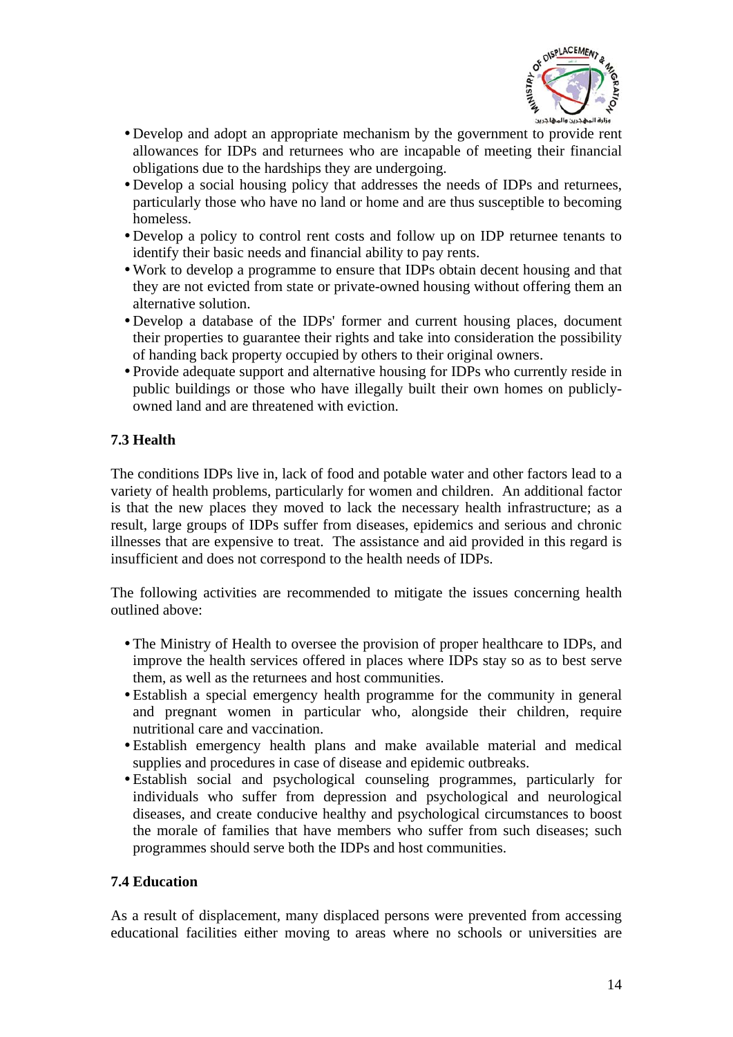- Develop and adopt an appropriate mechanism by the government to provide rent allowances for IDPs and returnees who are incapable of meeting their financial obligations due to the hardships they are undergoing.
- Develop a social housing policy that addresses the needs of IDPs and returnees, particularly those who have no land or home and are thus susceptible to becoming homeless.
- Develop a policy to control rent costs and follow up on IDP returnee tenants to identify their basic needs and financial ability to pay rents.
- Work to develop a programme to ensure that IDPs obtain decent housing and that they are not evicted from state or private-owned housing without offering them an alternative solution.
- Develop a database of the IDPs' former and current housing places, document their properties to guarantee their rights and take into consideration the possibility of handing back property occupied by others to their original owners.
- Provide adequate support and alternative housing for IDPs who currently reside in public buildings or those who have illegally built their own homes on publicly-owned land and are threatened with eviction.

### 7.3 Health

The conditions IDPs live in, lack of food and potable water and other factors lead to a variety of health problems, particularly for women and children. An additional factor is that the new places they moved to lack the necessary health infrastructure; as a result, large groups of IDPs suffer from diseases, epidemics and serious and chronic illnesses that are expensive to treat. The assistance and aid provided in this regard is insufficient and does not correspond to the health needs of IDPs.

The following activities are recommended to mitigate the issues concerning health outlined above:

- The Ministry of Health to oversee the provision of proper healthcare to IDPs, and improve the health services offered in places where IDPs stay so as to best serve them, as well as the returnees and host communities.
- Establish a special emergency health programme for the community in general and pregnant women in particular who, alongside their children, require nutritional care and vaccination.
- Establish emergency health plans and make available material and medical supplies and procedures in case of disease and epidemic outbreaks.
- Establish social and psychological counseling programmes, particularly for individuals who suffer from depression and psychological and neurological diseases, and create conducive healthy and psychological circumstances to boost the morale of families that have members who suffer from such diseases; such programmes should serve both the IDPs and host communities.

### 7.4 Education

As a result of displacement, many displaced persons were prevented from accessing educational facilities either moving to areas where no schools or universities are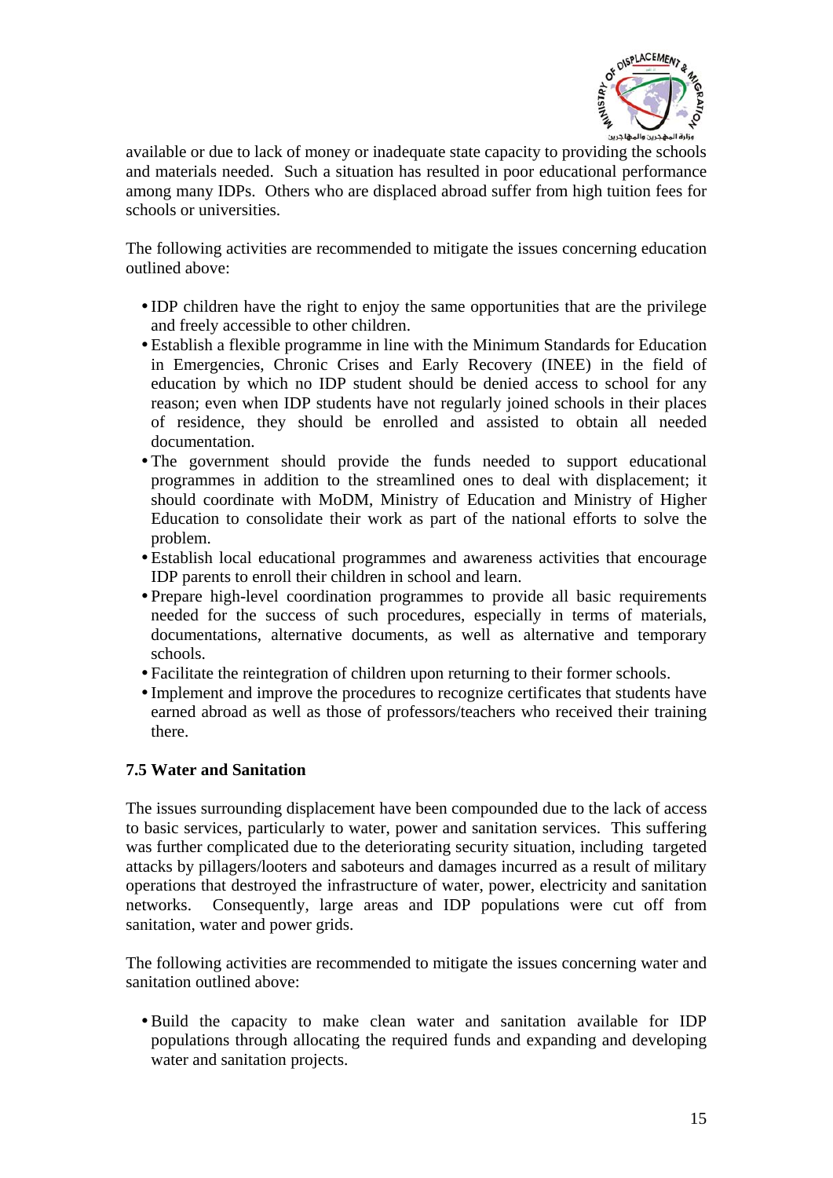available or due to lack of money or inadequate state capacity to providing the schools and materials needed. Such a situation has resulted in poor educational performance among many IDPs. Others who are displaced abroad suffer from high tuition fees for schools or universities.

The following activities are recommended to mitigate the issues concerning education outlined above:

- IDP children have the right to enjoy the same opportunities that are the privilege and freely accessible to other children.
- Establish a flexible programme in line with the Minimum Standards for Education in Emergencies, Chronic Crises and Early Recovery (INEE) in the field of education by which no IDP student should be denied access to school for any reason; even when IDP students have not regularly joined schools in their places of residence, they should be enrolled and assisted to obtain all needed documentation.
- The government should provide the funds needed to support educational programmes in addition to the streamlined ones to deal with displacement; it should coordinate with MoDM, Ministry of Education and Ministry of Higher Education to consolidate their work as part of the national efforts to solve the problem.
- Establish local educational programmes and awareness activities that encourage IDP parents to enroll their children in school and learn.
- Prepare high-level coordination programmes to provide all basic requirements needed for the success of such procedures, especially in terms of materials, documentations, alternative documents, as well as alternative and temporary schools.
- Facilitate the reintegration of children upon returning to their former schools.
- Implement and improve the procedures to recognize certificates that students have earned abroad as well as those of professors/teachers who received their training there.

### 7.5 Water and Sanitation

The issues surrounding displacement have been compounded due to the lack of access to basic services, particularly to water, power and sanitation services. This suffering was further complicated due to the deteriorating security situation, including targeted attacks by pillagers/looters and saboteurs and damages incurred as a result of military operations that destroyed the infrastructure of water, power, electricity and sanitation networks. Consequently, large areas and IDP populations were cut off from sanitation, water and power grids.

The following activities are recommended to mitigate the issues concerning water and sanitation outlined above:

- Build the capacity to make clean water and sanitation available for IDP populations through allocating the required funds and expanding and developing water and sanitation projects.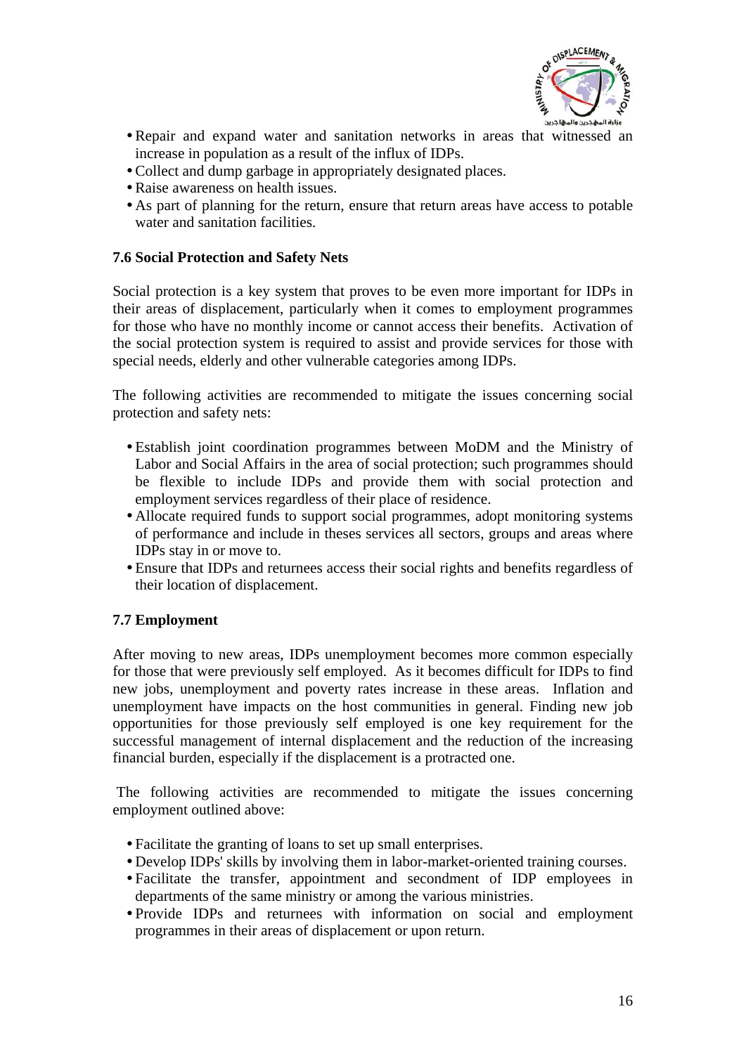- Repair and expand water and sanitation networks in areas that witnessed an increase in population as a result of the influx of IDPs.
- Collect and dump garbage in appropriately designated places.
- Raise awareness on health issues.
- As part of planning for the return, ensure that return areas have access to potable water and sanitation facilities.

### 7.6 Social Protection and Safety Nets

Social protection is a key system that proves to be even more important for IDPs in their areas of displacement, particularly when it comes to employment programmes for those who have no monthly income or cannot access their benefits. Activation of the social protection system is required to assist and provide services for those with special needs, elderly and other vulnerable categories among IDPs.

The following activities are recommended to mitigate the issues concerning social protection and safety nets:

- Establish joint coordination programmes between MoDM and the Ministry of Labor and Social Affairs in the area of social protection; such programmes should be flexible to include IDPs and provide them with social protection and employment services regardless of their place of residence.
- Allocate required funds to support social programmes, adopt monitoring systems of performance and include in theses services all sectors, groups and areas where IDPs stay in or move to.
- Ensure that IDPs and returnees access their social rights and benefits regardless of their location of displacement.

### 7.7 Employment

After moving to new areas, IDPs unemployment becomes more common especially for those that were previously self employed. As it becomes difficult for IDPs to find new jobs, unemployment and poverty rates increase in these areas. Inflation and unemployment have impacts on the host communities in general. Finding new job opportunities for those previously self employed is one key requirement for the successful management of internal displacement and the reduction of the increasing financial burden, especially if the displacement is a protracted one.

The following activities are recommended to mitigate the issues concerning employment outlined above:

- Facilitate the granting of loans to set up small enterprises.
- Develop IDPs' skills by involving them in labor-market-oriented training courses.
- Facilitate the transfer, appointment and secondment of IDP employees in departments of the same ministry or among the various ministries.
- Provide IDPs and returnees with information on social and employment programmes in their areas of displacement or upon return.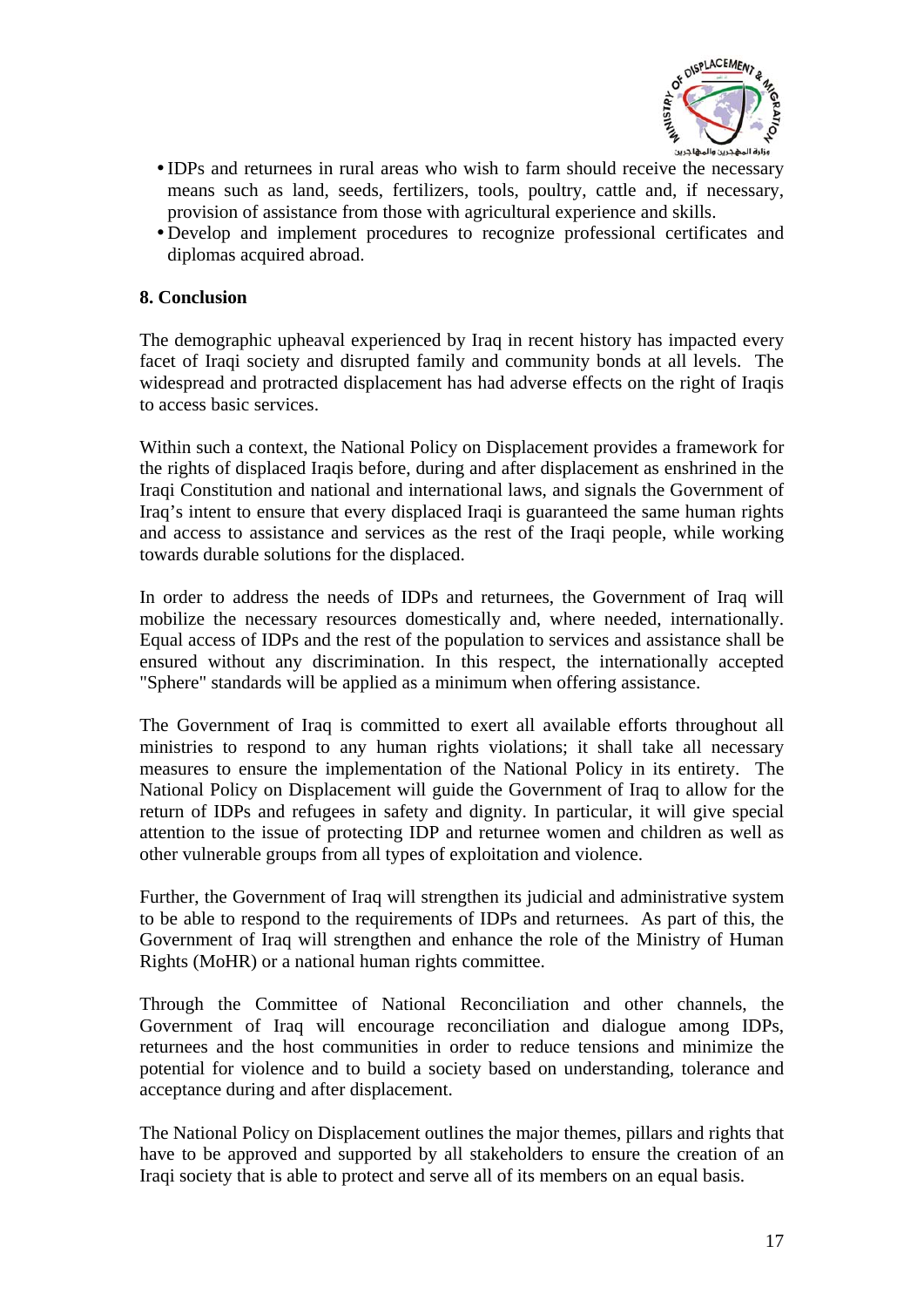- IDPs and returnees in rural areas who wish to farm should receive the necessary means such as land, seeds, fertilizers, tools, poultry, cattle and, if necessary, provision of assistance from those with agricultural experience and skills.
- Develop and implement procedures to recognize professional certificates and diplomas acquired abroad.

**8. Conclusion**

The demographic upheaval experienced by Iraq in recent history has impacted every facet of Iraqi society and disrupted family and community bonds at all levels. The widespread and protracted displacement has had adverse effects on the right of Iraqis to access basic services.

Within such a context, the National Policy on Displacement provides a framework for the rights of displaced Iraqis before, during and after displacement as enshrined in the Iraqi Constitution and national and international laws, and signals the Government of Iraq's intent to ensure that every displaced Iraqi is guaranteed the same human rights and access to assistance and services as the rest of the Iraqi people, while working towards durable solutions for the displaced.

In order to address the needs of IDPs and returnees, the Government of Iraq will mobilize the necessary resources domestically and, where needed, internationally. Equal access of IDPs and the rest of the population to services and assistance shall be ensured without any discrimination. In this respect, the internationally accepted "Sphere" standards will be applied as a minimum when offering assistance.

The Government of Iraq is committed to exert all available efforts throughout all ministries to respond to any human rights violations; it shall take all necessary measures to ensure the implementation of the National Policy in its entirety. The National Policy on Displacement will guide the Government of Iraq to allow for the return of IDPs and refugees in safety and dignity. In particular, it will give special attention to the issue of protecting IDP and returnee women and children as well as other vulnerable groups from all types of exploitation and violence.

Further, the Government of Iraq will strengthen its judicial and administrative system to be able to respond to the requirements of IDPs and returnees. As part of this, the Government of Iraq will strengthen and enhance the role of the Ministry of Human Rights (MoHR) or a national human rights committee.

Through the Committee of National Reconciliation and other channels, the Government of Iraq will encourage reconciliation and dialogue among IDPs, returnees and the host communities in order to reduce tensions and minimize the potential for violence and to build a society based on understanding, tolerance and acceptance during and after displacement.

The National Policy on Displacement outlines the major themes, pillars and rights that have to be approved and supported by all stakeholders to ensure the creation of an Iraqi society that is able to protect and serve all of its members on an equal basis.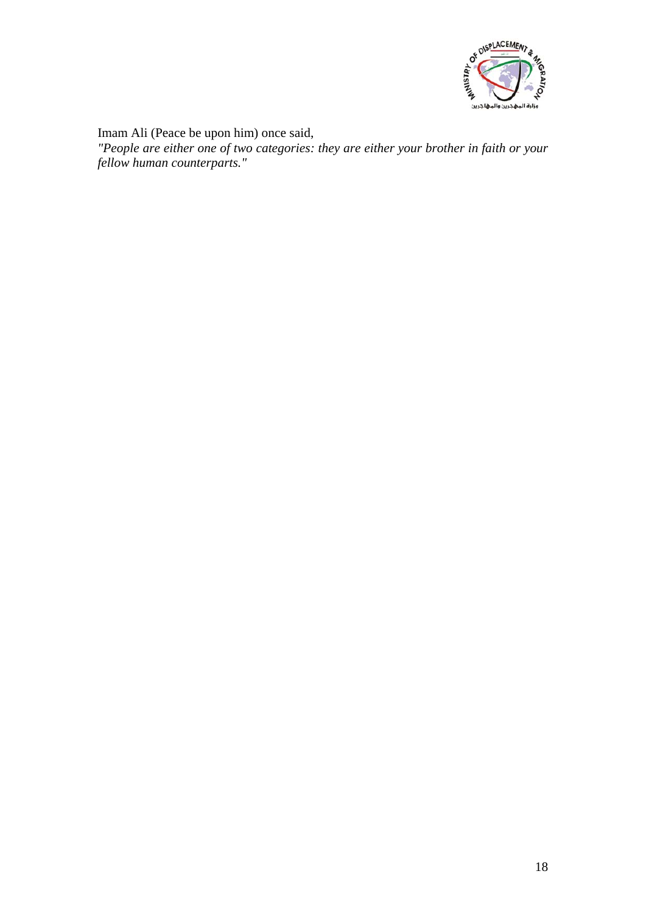Imam Ali (Peace be upon him) once said,

*"People are either one of two categories: they are either your brother in faith or your fellow human counterparts."*